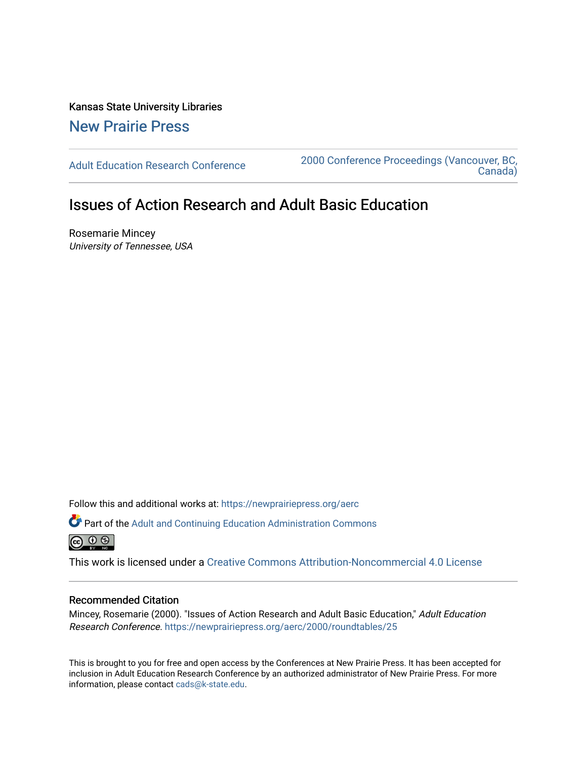Kansas State University Libraries

New Prairie Press

Adult Education Research Conference | 2000 Conference Proceedings (Vancouver, BC, Canada)

# Issues of Action Research and Adult Basic Education

Rosemarie Mincey
*University of Tennessee, USA*

Follow this and additional works at: https://newprairiepress.org/aerc

Part of the Adult and Continuing Education Administration Commons

This work is licensed under a Creative Commons Attribution-Noncommercial 4.0 License

## Recommended Citation

Mincey, Rosemarie (2000). "Issues of Action Research and Adult Basic Education," *Adult Education Research Conference*. https://newprairiepress.org/aerc/2000/roundtables/25

This is brought to you for free and open access by the Conferences at New Prairie Press. It has been accepted for inclusion in Adult Education Research Conference by an authorized administrator of New Prairie Press. For more information, please contact cads@k-state.edu.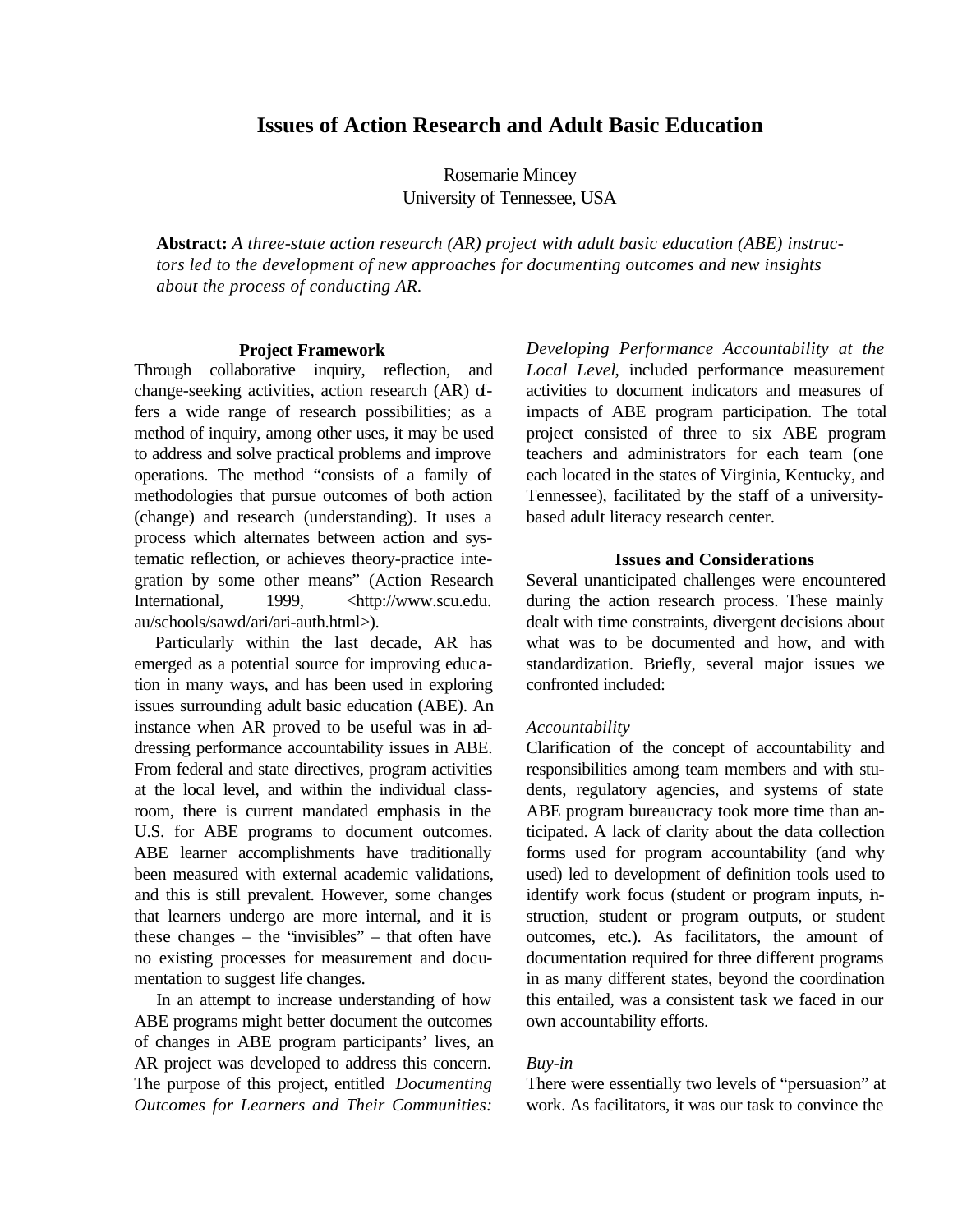# Issues of Action Research and Adult Basic Education

Rosemarie Mincey  
University of Tennessee, USA

**Abstract:** *A three-state action research (AR) project with adult basic education (ABE) instructors led to the development of new approaches for documenting outcomes and new insights about the process of conducting AR.*

## Project Framework

Through collaborative inquiry, reflection, and change-seeking activities, action research (AR) offers a wide range of research possibilities; as a method of inquiry, among other uses, it may be used to address and solve practical problems and improve operations. The method "consists of a family of methodologies that pursue outcomes of both action (change) and research (understanding). It uses a process which alternates between action and systematic reflection, or achieves theory-practice integration by some other means" (Action Research International, 1999, <http://www.scu.edu.au/schools/sawd/ari/ari-auth.html>).

Particularly within the last decade, AR has emerged as a potential source for improving education in many ways, and has been used in exploring issues surrounding adult basic education (ABE). An instance when AR proved to be useful was in addressing performance accountability issues in ABE. From federal and state directives, program activities at the local level, and within the individual classroom, there is current mandated emphasis in the U.S. for ABE programs to document outcomes. ABE learner accomplishments have traditionally been measured with external academic validations, and this is still prevalent. However, some changes that learners undergo are more internal, and it is these changes – the "invisibles" – that often have no existing processes for measurement and documentation to suggest life changes.

In an attempt to increase understanding of how ABE programs might better document the outcomes of changes in ABE program participants' lives, an AR project was developed to address this concern. The purpose of this project, entitled *Documenting Outcomes for Learners and Their Communities: Developing Performance Accountability at the Local Level*, included performance measurement activities to document indicators and measures of impacts of ABE program participation. The total project consisted of three to six ABE program teachers and administrators for each team (one each located in the states of Virginia, Kentucky, and Tennessee), facilitated by the staff of a university-based adult literacy research center.

## Issues and Considerations

Several unanticipated challenges were encountered during the action research process. These mainly dealt with time constraints, divergent decisions about what was to be documented and how, and with standardization. Briefly, several major issues we confronted included:

*Accountability*

Clarification of the concept of accountability and responsibilities among team members and with students, regulatory agencies, and systems of state ABE program bureaucracy took more time than anticipated. A lack of clarity about the data collection forms used for program accountability (and why used) led to development of definition tools used to identify work focus (student or program inputs, instruction, student or program outputs, or student outcomes, etc.). As facilitators, the amount of documentation required for three different programs in as many different states, beyond the coordination this entailed, was a consistent task we faced in our own accountability efforts.

*Buy-in*

There were essentially two levels of "persuasion" at work. As facilitators, it was our task to convince the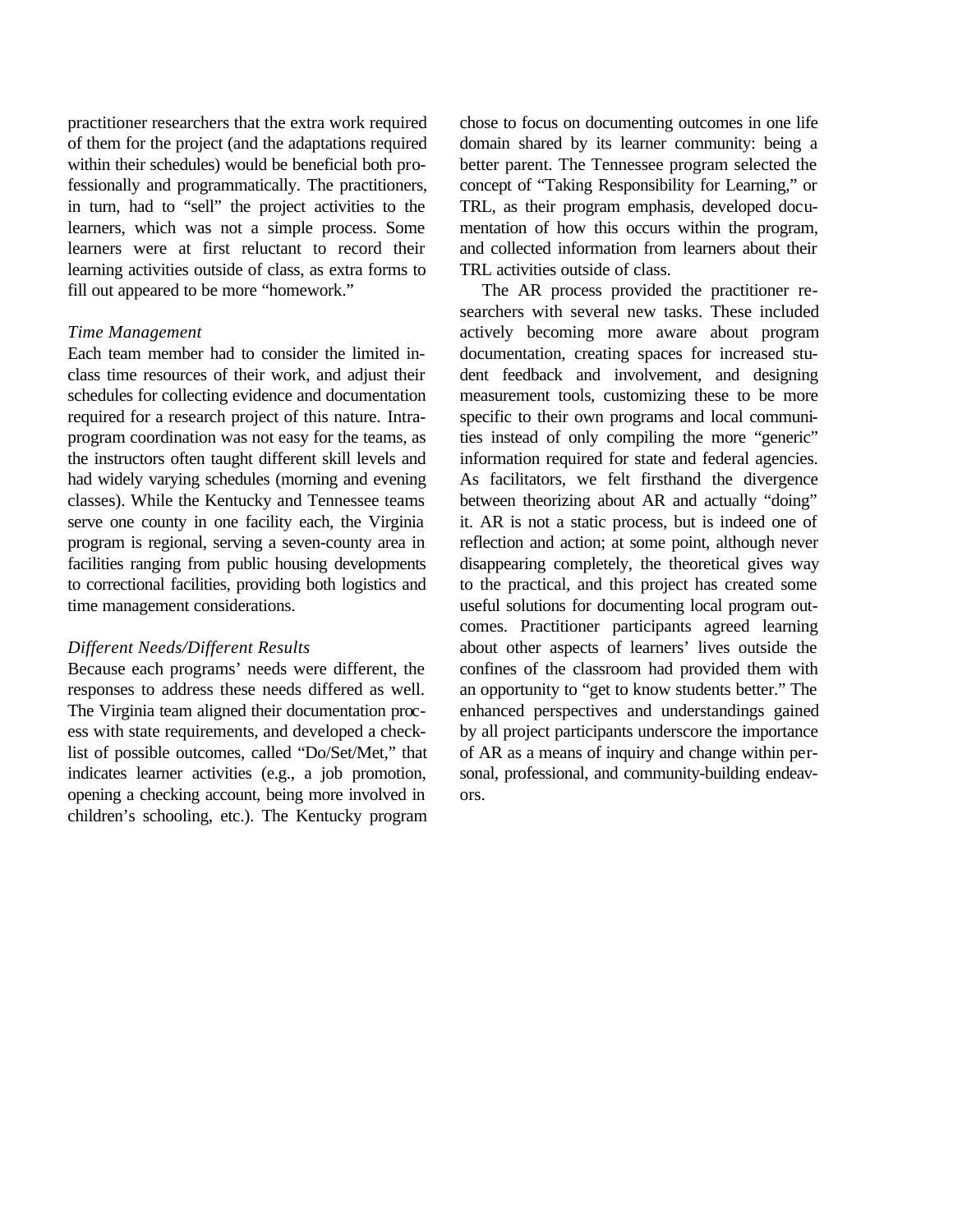practitioner researchers that the extra work required of them for the project (and the adaptations required within their schedules) would be beneficial both professionally and programmatically. The practitioners, in turn, had to "sell" the project activities to the learners, which was not a simple process. Some learners were at first reluctant to record their learning activities outside of class, as extra forms to fill out appeared to be more "homework."

### *Time Management*

Each team member had to consider the limited in-class time resources of their work, and adjust their schedules for collecting evidence and documentation required for a research project of this nature. Intra-program coordination was not easy for the teams, as the instructors often taught different skill levels and had widely varying schedules (morning and evening classes). While the Kentucky and Tennessee teams serve one county in one facility each, the Virginia program is regional, serving a seven-county area in facilities ranging from public housing developments to correctional facilities, providing both logistics and time management considerations.

### *Different Needs/Different Results*

Because each programs' needs were different, the responses to address these needs differed as well. The Virginia team aligned their documentation process with state requirements, and developed a checklist of possible outcomes, called "Do/Set/Met," that indicates learner activities (e.g., a job promotion, opening a checking account, being more involved in children's schooling, etc.). The Kentucky program chose to focus on documenting outcomes in one life domain shared by its learner community: being a better parent. The Tennessee program selected the concept of "Taking Responsibility for Learning," or TRL, as their program emphasis, developed documentation of how this occurs within the program, and collected information from learners about their TRL activities outside of class.

The AR process provided the practitioner researchers with several new tasks. These included actively becoming more aware about program documentation, creating spaces for increased student feedback and involvement, and designing measurement tools, customizing these to be more specific to their own programs and local communities instead of only compiling the more "generic" information required for state and federal agencies. As facilitators, we felt firsthand the divergence between theorizing about AR and actually "doing" it. AR is not a static process, but is indeed one of reflection and action; at some point, although never disappearing completely, the theoretical gives way to the practical, and this project has created some useful solutions for documenting local program outcomes. Practitioner participants agreed learning about other aspects of learners' lives outside the confines of the classroom had provided them with an opportunity to "get to know students better." The enhanced perspectives and understandings gained by all project participants underscore the importance of AR as a means of inquiry and change within personal, professional, and community-building endeavors.